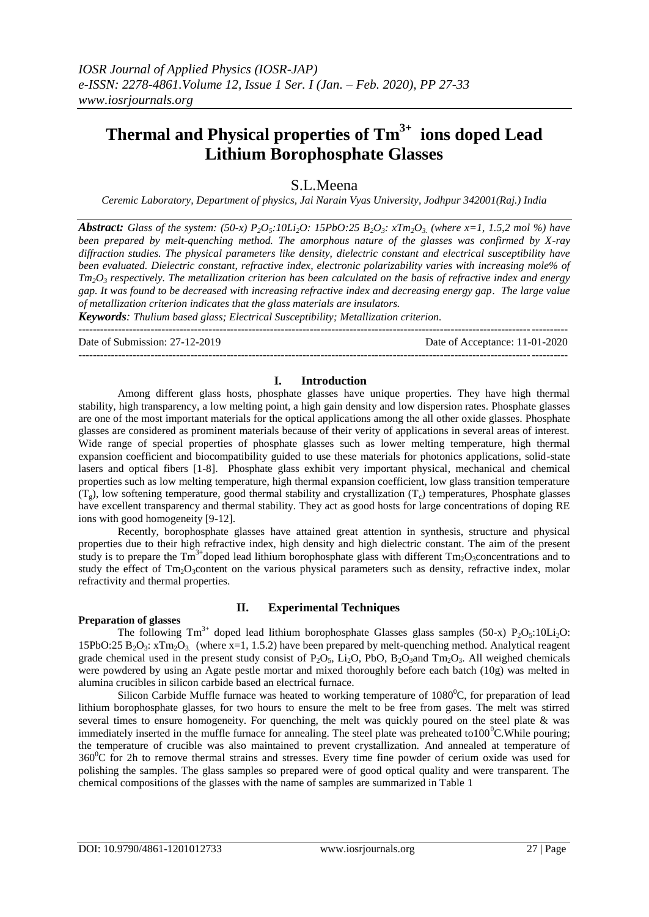# Thermal and Physical properties of $Tm^{3+}$ ions doped Lead Lithium Borophosphate Glasses

S.L.Meena

*Ceremic Laboratory, Department of physics, Jai Narain Vyas University, Jodhpur 342001(Raj.) India*

***Abstract:*** *Glass of the system: (50-x) $P_2O_5$:10$Li_2O$: 15PbO:25 $B_2O_3$: x$Tm_2O_3$ (where x=1, 1.5,2 mol %) have been prepared by melt-quenching method. The amorphous nature of the glasses was confirmed by X-ray diffraction studies. The physical parameters like density, dielectric constant and electrical susceptibility have been evaluated. Dielectric constant, refractive index, electronic polarizability varies with increasing mole% of $Tm_2O_3$ respectively. The metallization criterion has been calculated on the basis of refractive index and energy gap. It was found to be decreased with increasing refractive index and decreasing energy gap. The large value of metallization criterion indicates that the glass materials are insulators.*

***Keywords****: Thulium based glass; Electrical Susceptibility; Metallization criterion.*

Date of Submission: 27-12-2019 | Date of Acceptance: 11-01-2020

## I. Introduction

Among different glass hosts, phosphate glasses have unique properties. They have high thermal stability, high transparency, a low melting point, a high gain density and low dispersion rates. Phosphate glasses are one of the most important materials for the optical applications among the all other oxide glasses. Phosphate glasses are considered as prominent materials because of their verity of applications in several areas of interest. Wide range of special properties of phosphate glasses such as lower melting temperature, high thermal expansion coefficient and biocompatibility guided to use these materials for photonics applications, solid-state lasers and optical fibers [1-8]. Phosphate glass exhibit very important physical, mechanical and chemical properties such as low melting temperature, high thermal expansion coefficient, low glass transition temperature ($T_g$), low softening temperature, good thermal stability and crystallization ($T_c$) temperatures, Phosphate glasses have excellent transparency and thermal stability. They act as good hosts for large concentrations of doping RE ions with good homogeneity [9-12].

Recently, borophosphate glasses have attained great attention in synthesis, structure and physical properties due to their high refractive index, high density and high dielectric constant. The aim of the present study is to prepare the $Tm^{3+}$doped lead lithium borophosphate glass with different $Tm_2O_3$concentrations and to study the effect of $Tm_2O_3$content on the various physical parameters such as density, refractive index, molar refractivity and thermal properties.

## II. Experimental Techniques

**Preparation of glasses**

The following $Tm^{3+}$ doped lead lithium borophosphate Glasses glass samples (50-x) $P_2O_5$:10$Li_2O$: 15PbO:25 $B_2O_3$: x$Tm_2O_3$ (where x=1, 1.5.2) have been prepared by melt-quenching method. Analytical reagent grade chemical used in the present study consist of $P_2O_5$, $Li_2O$, PbO, $B_2O_3$and $Tm_2O_3$. All weighed chemicals were powdered by using an Agate pestle mortar and mixed thoroughly before each batch (10g) was melted in alumina crucibles in silicon carbide based an electrical furnace.

Silicon Carbide Muffle furnace was heated to working temperature of $1080^0$C, for preparation of lead lithium borophosphate glasses, for two hours to ensure the melt to be free from gases. The melt was stirred several times to ensure homogeneity. For quenching, the melt was quickly poured on the steel plate & was immediately inserted in the muffle furnace for annealing. The steel plate was preheated to$100^0$C.While pouring; the temperature of crucible was also maintained to prevent crystallization. And annealed at temperature of $360^0$C for 2h to remove thermal strains and stresses. Every time fine powder of cerium oxide was used for polishing the samples. The glass samples so prepared were of good optical quality and were transparent. The chemical compositions of the glasses with the name of samples are summarized in Table 1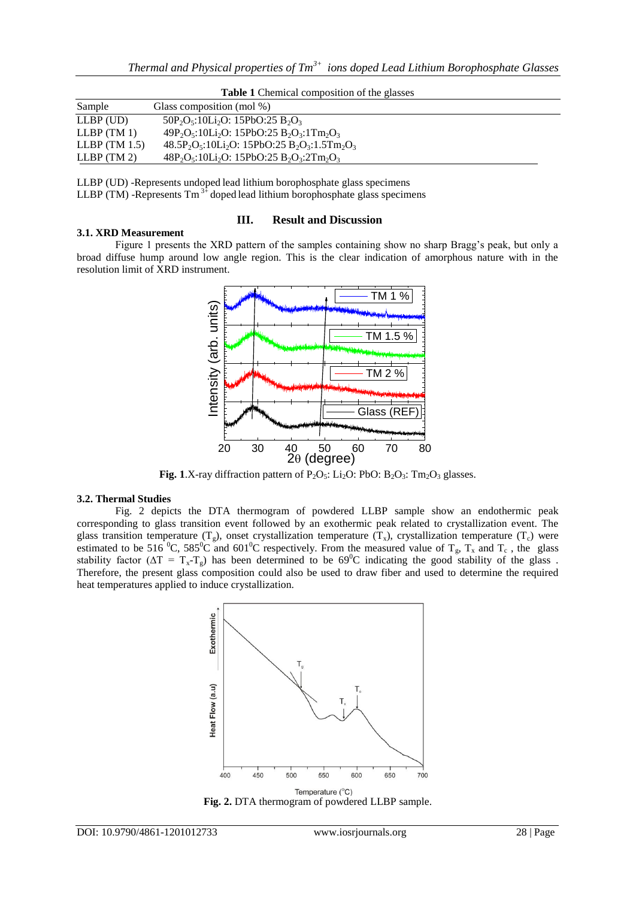**Table 1** Chemical composition of the glasses

| Sample | Glass composition (mol %) |
|---|---|
| LLBP (UD) | $50P_2O_5$:$10Li_2O$: 15PbO:25 $B_2O_3$ |
| LLBP (TM 1) | $49P_2O_5$:$10Li_2O$: 15PbO:25 $B_2O_3$:$1Tm_2O_3$ |
| LLBP (TM 1.5) | $48.5P_2O_5$:$10Li_2O$: 15PbO:25 $B_2O_3$:$1.5Tm_2O_3$ |
| LLBP (TM 2) | $48P_2O_5$:$10Li_2O$: 15PbO:25 $B_2O_3$:$2Tm_2O_3$ |

LLBP (UD) -Represents undoped lead lithium borophosphate glass specimens
LLBP (TM) -Represents $Tm^{3+}$ doped lead lithium borophosphate glass specimens

## III. Result and Discussion

### 3.1. XRD Measurement

Figure 1 presents the XRD pattern of the samples containing show no sharp Bragg's peak, but only a broad diffuse hump around low angle region. This is the clear indication of amorphous nature with in the resolution limit of XRD instrument.

**Fig. 1**.X-ray diffraction pattern of $P_2O_5$: $Li_2O$: PbO: $B_2O_3$: $Tm_2O_3$ glasses.

### 3.2. Thermal Studies

Fig. 2 depicts the DTA thermogram of powdered LLBP sample show an endothermic peak corresponding to glass transition event followed by an exothermic peak related to crystallization event. The glass transition temperature ($T_g$), onset crystallization temperature ($T_x$), crystallization temperature ($T_c$) were estimated to be 516 $^0$C, 585$^0$C and 601$^0$C respectively. From the measured value of $T_g$, $T_x$ and $T_c$ , the glass stability factor ($\Delta T = T_x - T_g$) has been determined to be 69$^0$C indicating the good stability of the glass . Therefore, the present glass composition could also be used to draw fiber and used to determine the required heat temperatures applied to induce crystallization.

**Fig. 2.** DTA thermogram of powdered LLBP sample.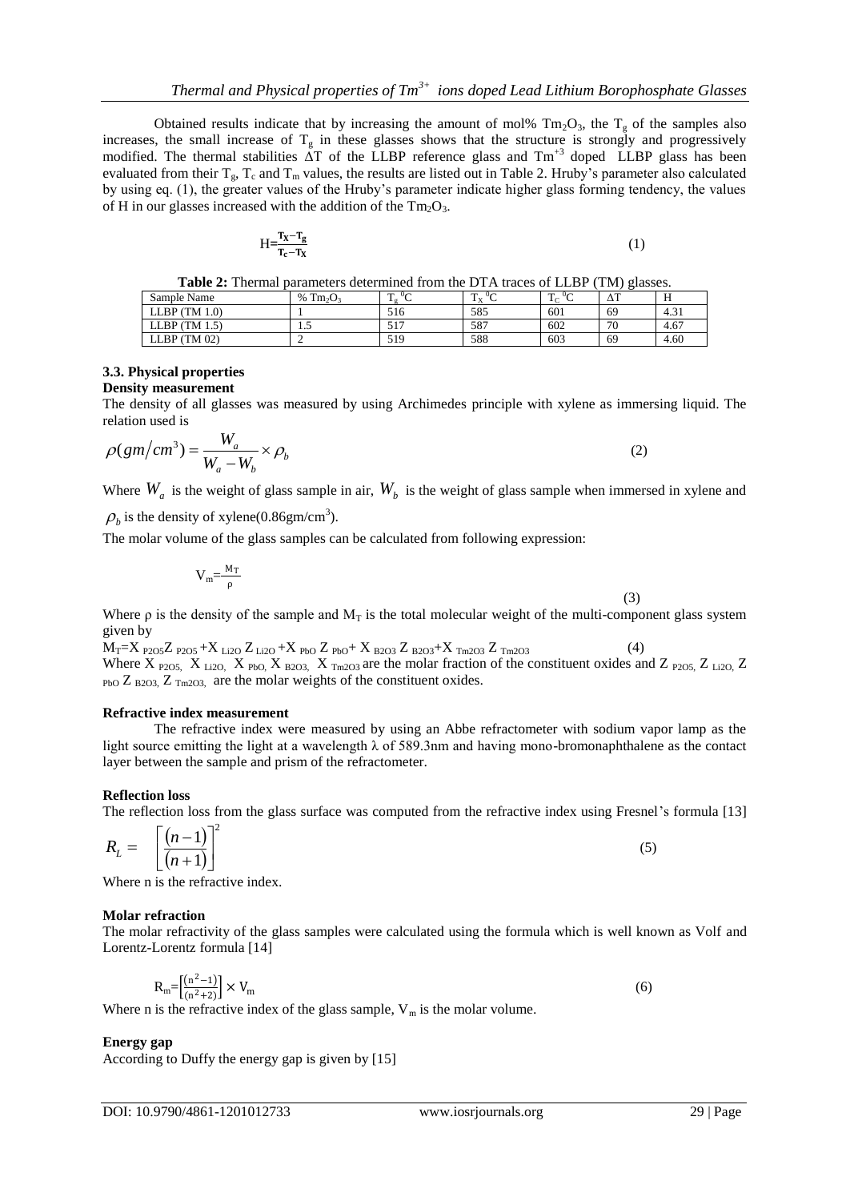Obtained results indicate that by increasing the amount of mol% $Tm_2O_3$, the $T_g$ of the samples also increases, the small increase of $T_g$ in these glasses shows that the structure is strongly and progressively modified. The thermal stabilities $\Delta T$ of the LLBP reference glass and $Tm^{+3}$ doped LLBP glass has been evaluated from their $T_g$, $T_c$ and $T_m$ values, the results are listed out in Table 2. Hruby's parameter also calculated by using eq. (1), the greater values of the Hruby's parameter indicate higher glass forming tendency, the values of H in our glasses increased with the addition of the $Tm_2O_3$.

$$H = \frac{T_X - T_g}{T_c - T_X} \tag{1}$$

**Table 2:** Thermal parameters determined from the DTA traces of LLBP (TM) glasses.

| Sample Name | % $Tm_2O_3$ | $T_g$ $^0C$ | $T_x$ $^0C$ | $T_C$ $^0C$ | $\Delta T$ | H |
|---|---|---|---|---|---|---|
| LLBP (TM 1.0) | 1 | 516 | 585 | 601 | 69 | 4.31 |
| LLBP (TM 1.5) | 1.5 | 517 | 587 | 602 | 70 | 4.67 |
| LLBP (TM 02) | 2 | 519 | 588 | 603 | 69 | 4.60 |

### 3.3. Physical properties

**Density measurement**

The density of all glasses was measured by using Archimedes principle with xylene as immersing liquid. The relation used is

$$\rho(gm/cm^3) = \frac{W_a}{W_a - W_b} \times \rho_b \tag{2}$$

Where $W_a$ is the weight of glass sample in air, $W_b$ is the weight of glass sample when immersed in xylene and $\rho_b$ is the density of xylene($0.86 gm/cm^3$).

The molar volume of the glass samples can be calculated from following expression:

$$V_m = \frac{M_T}{\rho} \tag{3}$$

Where ρ is the density of the sample and $M_T$ is the total molecular weight of the multi-component glass system given by

$$M_T = X_{P2O5} Z_{P2O5} + X_{Li2O} Z_{Li2O} + X_{PbO} Z_{PbO} + X_{B2O3} Z_{B2O3} + X_{Tm2O3} Z_{Tm2O3} \tag{4}$$

Where $X_{P2O5}$, $X_{Li2O}$, $X_{PbO}$, $X_{B2O3}$, $X_{Tm2O3}$ are the molar fraction of the constituent oxides and $Z_{P2O5}$, $Z_{Li2O}$, $Z_{PbO}$, $Z_{B2O3}$, $Z_{Tm2O3}$, are the molar weights of the constituent oxides.

**Refractive index measurement**

The refractive index were measured by using an Abbe refractometer with sodium vapor lamp as the light source emitting the light at a wavelength λ of 589.3nm and having mono-bromonaphthalene as the contact layer between the sample and prism of the refractometer.

**Reflection loss**

The reflection loss from the glass surface was computed from the refractive index using Fresnel's formula [13]

$$R_L = \left[\frac{(n-1)}{(n+1)}\right]^2 \tag{5}$$

Where n is the refractive index.

**Molar refraction**

The molar refractivity of the glass samples were calculated using the formula which is well known as Volf and Lorentz-Lorentz formula [14]

$$R_m = \left[\frac{(n^2-1)}{(n^2+2)}\right] \times V_m \tag{6}$$

Where n is the refractive index of the glass sample, $V_m$ is the molar volume.

**Energy gap**

According to Duffy the energy gap is given by [15]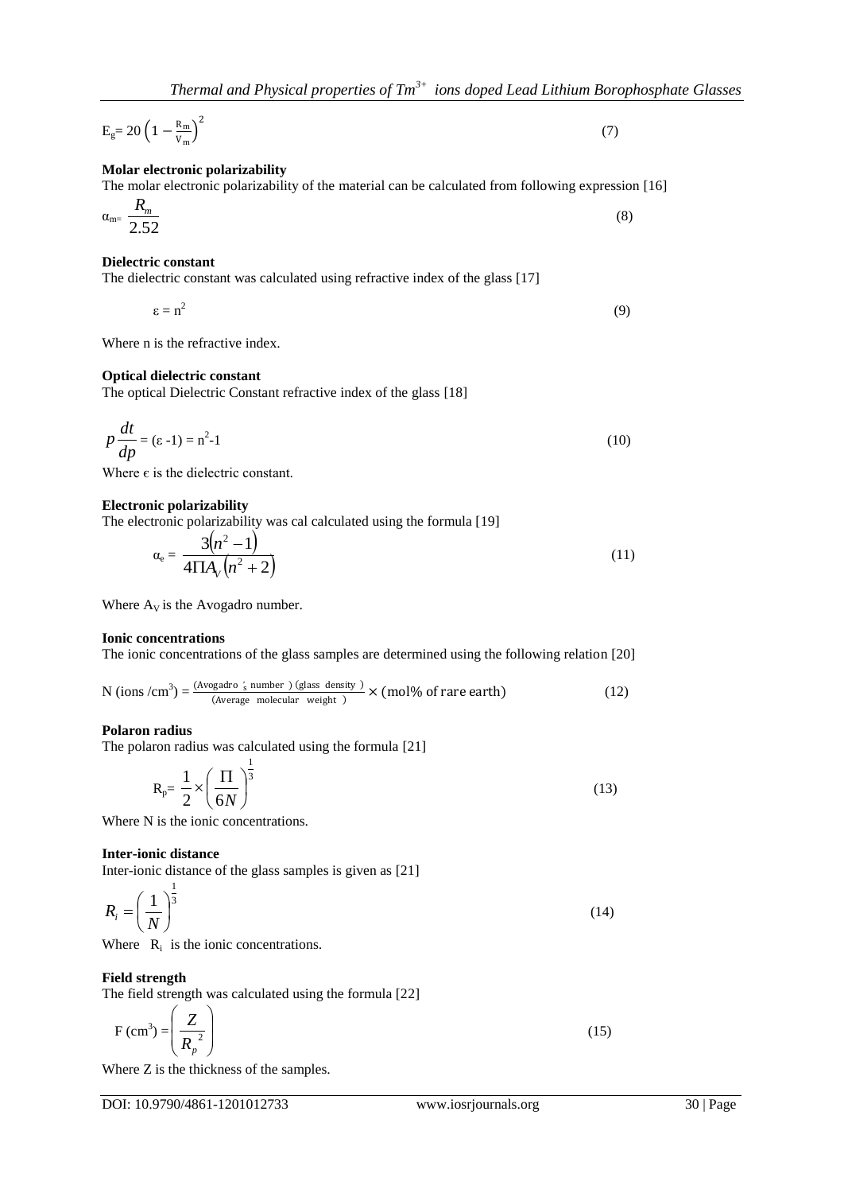$$E_g = 20\left(1 - \frac{R_m}{V_m}\right)^2 \quad (7)$$

**Molar electronic polarizability**

The molar electronic polarizability of the material can be calculated from following expression [16]

$$\alpha_{m} = \frac{R_m}{2.52} \quad (8)$$

**Dielectric constant**

The dielectric constant was calculated using refractive index of the glass [17]

$$\varepsilon = n^2 \quad (9)$$

Where n is the refractive index.

**Optical dielectric constant**

The optical Dielectric Constant refractive index of the glass [18]

$$p\frac{dt}{dp} = (\varepsilon - 1) = n^2 - 1 \quad (10)$$

Where ϵ is the dielectric constant.

**Electronic polarizability**

The electronic polarizability was cal calculated using the formula [19]

$$\alpha_e = \frac{3\left(n^2 - 1\right)}{4\Pi A_V\left(n^2 + 2\right)} \quad (11)$$

Where $A_V$ is the Avogadro number.

**Ionic concentrations**

The ionic concentrations of the glass samples are determined using the following relation [20]

$$N\ (\text{ions}/\text{cm}^3) = \frac{(\text{Avogadro's number})\ (\text{glass density})}{(\text{Average molecular weight})} \times (\text{mol\% of rare earth}) \quad (12)$$

**Polaron radius**

The polaron radius was calculated using the formula [21]

$$R_p = \frac{1}{2} \times \left(\frac{\Pi}{6N}\right)^{\frac{1}{3}} \quad (13)$$

Where N is the ionic concentrations.

**Inter-ionic distance**

Inter-ionic distance of the glass samples is given as [21]

$$R_i = \left(\frac{1}{N}\right)^{\frac{1}{3}} \quad (14)$$

Where $R_i$ is the ionic concentrations.

**Field strength**

The field strength was calculated using the formula [22]

$$F\ (\text{cm}^3) = \left(\frac{Z}{R_p^{\ 2}}\right) \quad (15)$$

Where Z is the thickness of the samples.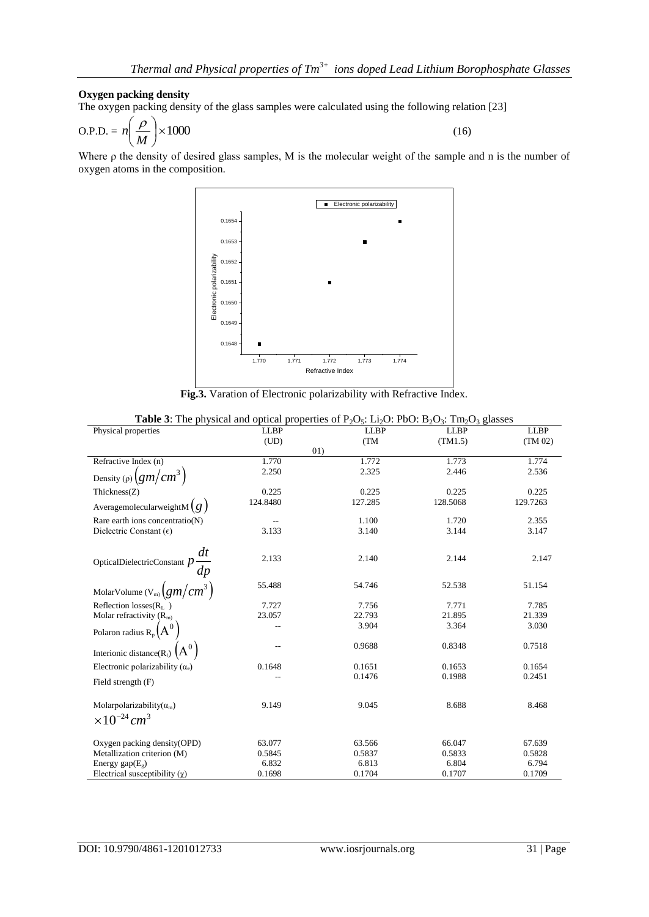**Oxygen packing density**

The oxygen packing density of the glass samples were calculated using the following relation [23]

$$\text{O.P.D.} = n\left(\frac{\rho}{M}\right)\times 1000 \tag{16}$$

Where ρ the density of desired glass samples, M is the molecular weight of the sample and n is the number of oxygen atoms in the composition.

**Fig.3.** Varation of Electronic polarizability with Refractive Index.

**Table 3**: The physical and optical properties of $P_2O_5$: $Li_2O$: PbO: $B_2O_3$: $Tm_2O_3$ glasses

| Physical properties | LLBP (UD) | LLBP (TM 01) | LLBP (TM1.5) | LLBP (TM 02) |
|---|---|---|---|---|
| Refractive Index (n) | 1.770 | 1.772 | 1.773 | 1.774 |
| Density (ρ) $(gm/cm^3)$ | 2.250 | 2.325 | 2.446 | 2.536 |
| Thickness(Z) | 0.225 | 0.225 | 0.225 | 0.225 |
| AveragemolecularweightM $(g)$ | 124.8480 | 127.285 | 128.5068 | 129.7263 |
| Rare earth ions concentratio(N) | -- | 1.100 | 1.720 | 2.355 |
| Dielectric Constant (ϵ) | 3.133 | 3.140 | 3.144 | 3.147 |
| OpticalDielectricConstant $p\frac{dt}{dp}$ | 2.133 | 2.140 | 2.144 | 2.147 |
| MolarVolume ($V_m$) $(gm/cm^3)$ | 55.488 | 54.746 | 52.538 | 51.154 |
| Reflection losses($R_L$) | 7.727 | 7.756 | 7.771 | 7.785 |
| Molar refractivity ($R_m$) | 23.057 | 22.793 | 21.895 | 21.339 |
| Polaron radius $R_p$ $(A^0)$ | -- | 3.904 | 3.364 | 3.030 |
| Interionic distance($R_i$) $(A^0)$ | -- | 0.9688 | 0.8348 | 0.7518 |
| Electronic polarizability ($\alpha_e$) | 0.1648 | 0.1651 | 0.1653 | 0.1654 |
| Field strength (F) | -- | 0.1476 | 0.1988 | 0.2451 |
| Molarpolarizability($\alpha_m$) $\times 10^{-24} cm^3$ | 9.149 | 9.045 | 8.688 | 8.468 |
| Oxygen packing density(OPD) | 63.077 | 63.566 | 66.047 | 67.639 |
| Metallization criterion (M) | 0.5845 | 0.5837 | 0.5833 | 0.5828 |
| Energy gap($E_g$) | 6.832 | 6.813 | 6.804 | 6.794 |
| Electrical susceptibility (χ) | 0.1698 | 0.1704 | 0.1707 | 0.1709 |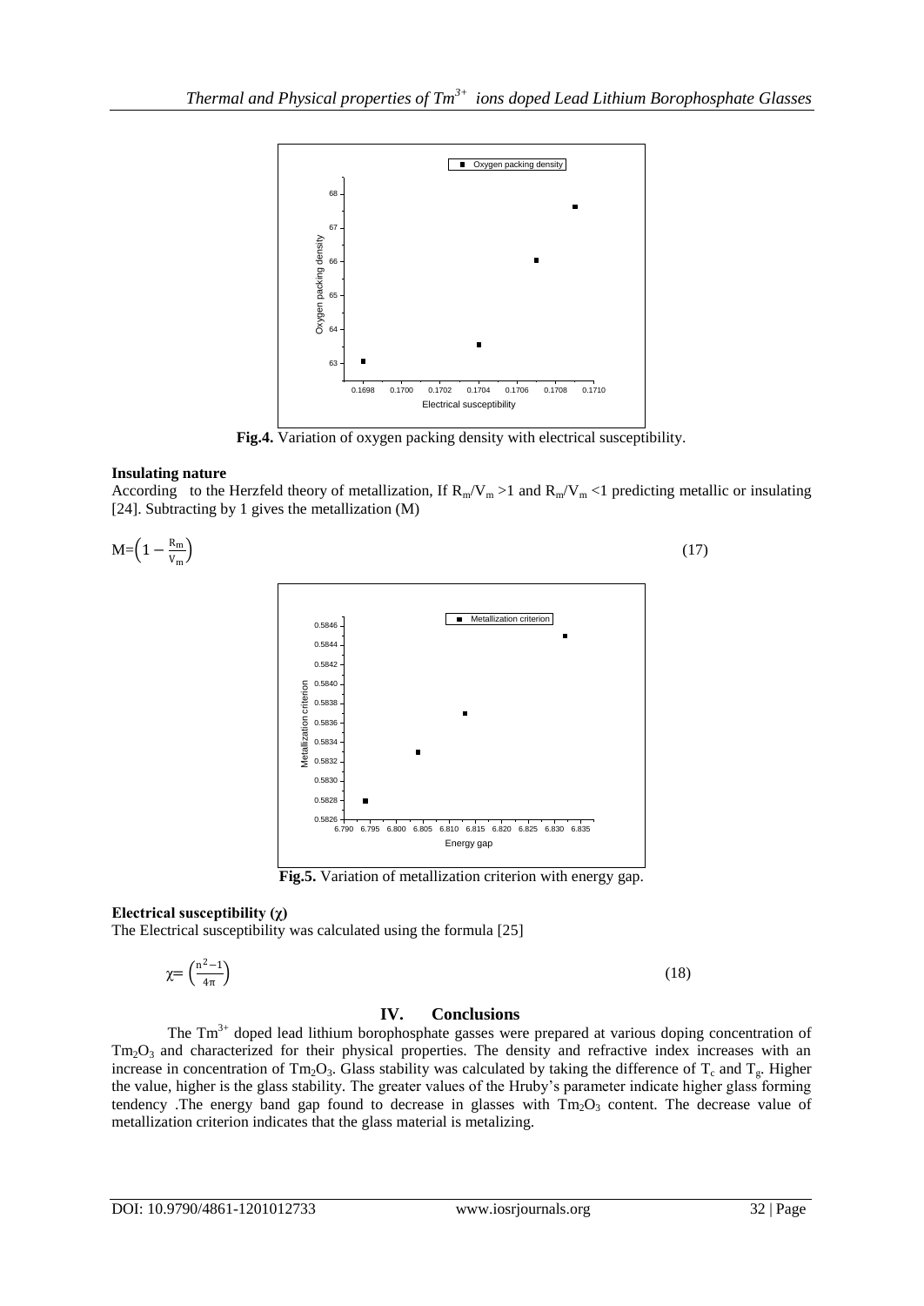**Fig.4.** Variation of oxygen packing density with electrical susceptibility.

#### Insulating nature

According to the Herzfeld theory of metallization, If $R_m/V_m > 1$ and $R_m/V_m < 1$ predicting metallic or insulating [24]. Subtracting by 1 gives the metallization (M)

$$M = \left(1 - \frac{R_m}{V_m}\right) \tag{17}$$

**Fig.5.** Variation of metallization criterion with energy gap.

#### Electrical susceptibility (χ)

The Electrical susceptibility was calculated using the formula [25]

$$\chi = \left(\frac{n^2 - 1}{4\pi}\right) \tag{18}$$

## IV. Conclusions

The $Tm^{3+}$ doped lead lithium borophosphate gasses were prepared at various doping concentration of $Tm_2O_3$ and characterized for their physical properties. The density and refractive index increases with an increase in concentration of $Tm_2O_3$. Glass stability was calculated by taking the difference of $T_c$ and $T_g$. Higher the value, higher is the glass stability. The greater values of the Hruby's parameter indicate higher glass forming tendency .The energy band gap found to decrease in glasses with $Tm_2O_3$ content. The decrease value of metallization criterion indicates that the glass material is metalizing.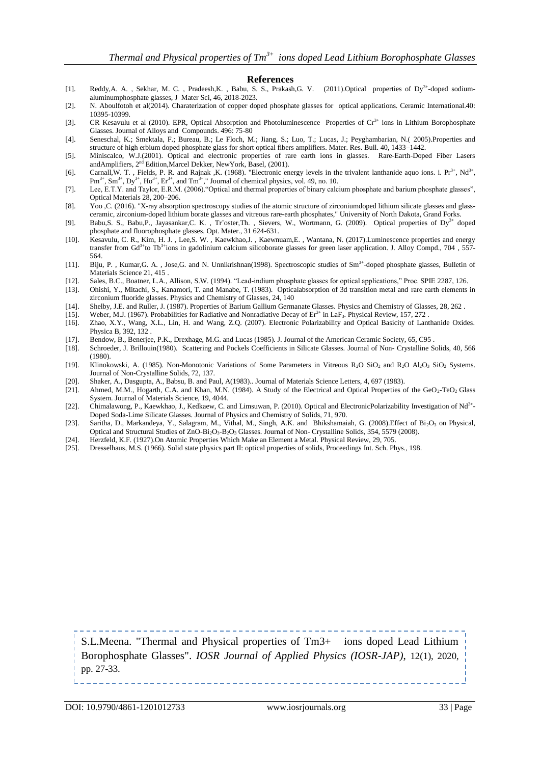## References

[1]. Reddy,A. A. , Sekhar, M. C. , Pradeesh,K. , Babu, S. S., Prakash,G. V. (2011).Optical properties of $Dy^{3+}$-doped sodium-aluminumphosphate glasses, J Mater Sci, 46, 2018-2023.

[2]. N. Aboulfotoh et al(2014). Charaterization of copper doped phosphate glasses for optical applications. Ceramic International.40: 10395-10399.

[3]. CR Kesavulu et al (2010). EPR, Optical Absorption and Photoluminescence Properties of $Cr^{3+}$ ions in Lithium Borophosphate Glasses. Journal of Alloys and Compounds. 496: 75-80

[4]. Seneschal, K.; Smektala, F.; Bureau, B.; Le Floch, M.; Jiang, S.; Luo, T.; Lucas, J.; Peyghambarian, N.( 2005).Properties and structure of high erbium doped phosphate glass for short optical fibers amplifiers. Mater. Res. Bull. 40, 1433–1442.

[5]. Miniscalco, W.J.(2001). Optical and electronic properties of rare earth ions in glasses. Rare-Earth-Doped Fiber Lasers andAmplifiers, 2nd Edition,Marcel Dekker, NewYork, Basel, (2001).

[6]. Carnall,W. T. , Fields, P. R. and Rajnak ,K. (1968). "Electronic energy levels in the trivalent lanthanide aquo ions. i. $Pr^{3+}$, $Nd^{3+}$, $Pm^{3+}$, $Sm^{3+}$, $Dy^{3+}$, $Ho^{3+}$, $Er^{3+}$, and $Tm^{3+}$," Journal of chemical physics, vol. 49, no. 10.

[7]. Lee, E.T.Y. and Taylor, E.R.M. (2006)."Optical and thermal properties of binary calcium phosphate and barium phosphate glasses", Optical Materials 28, 200–206.

[8]. Yoo ,C. (2016). "X-ray absorption spectroscopy studies of the atomic structure of zirconiumdoped lithium silicate glasses and glass-ceramic, zirconium-doped lithium borate glasses and vitreous rare-earth phosphates," University of North Dakota, Grand Forks.

[9]. Babu,S. S., Babu,P., Jayasankar,C. K. , Tr¨oster,Th. , Sievers, W., Wortmann, G. (2009). Optical properties of $Dy^{3+}$ doped phosphate and fluorophosphate glasses. Opt. Mater., 31 624-631.

[10]. Kesavulu, C. R., Kim, H. J. , Lee,S. W. , Kaewkhao,J. , Kaewnuam,E. , Wantana, N. (2017).Luminescence properties and energy transfer from $Gd^{3+}$to $Tb^{3+}$ions in gadolinium calcium silicoborate glasses for green laser application. J. Alloy Compd., 704 , 557-564.

[11]. Biju, P. , Kumar,G. A. , Jose,G. and N. Unnikrishnan(1998). Spectroscopic studies of $Sm^{3+}$-doped phosphate glasses, Bulletin of Materials Science 21, 415 .

[12]. Sales, B.C., Boatner, L.A., Allison, S.W. (1994). "Lead-indium phosphate glasses for optical applications," Proc. SPIE 2287, 126.

[13]. Ohishi, Y., Mitachi, S., Kanamori, T. and Manabe, T. (1983). Opticalabsorption of 3d transition metal and rare earth elements in zirconium fluoride glasses. Physics and Chemistry of Glasses, 24, 140

[14]. Shelby, J.E. and Ruller, J. (1987). Properties of Barium Gallium Germanate Glasses. Physics and Chemistry of Glasses, 28, 262 .

[15]. Weber, M.J. (1967). Probabilities for Radiative and Nonradiative Decay of $Er^{3+}$ in $LaF_3$. Physical Review, 157, 272 .

[16]. Zhao, X.Y., Wang, X.L., Lin, H. and Wang, Z.Q. (2007). Electronic Polarizability and Optical Basicity of Lanthanide Oxides. Physica B, 392, 132 .

[17]. Bendow, B., Benerjee, P.K., Drexhage, M.G. and Lucas (1985). J. Journal of the American Ceramic Society, 65, C95 .

[18]. Schroeder, J. Brillouin(1980). Scattering and Pockels Coefficients in Silicate Glasses. Journal of Non- Crystalline Solids, 40, 566 (1980).

[19]. Klinokowski, A. (1985). Non-Monotonic Variations of Some Parameters in Vitreous $R_2O$ $SiO_2$ and $R_2O$ $Al_2O_3$ $SiO_2$ Systems. Journal of Non-Crystalline Solids, 72, 137.

[20]. Shaker, A., Dasgupta, A., Babsu, B. and Paul, A(1983).. Journal of Materials Science Letters, 4, 697 (1983).

[21]. Ahmed, M.M., Hogarth, C.A. and Khan, M.N. (1984). A Study of the Electrical and Optical Properties of the $GeO_2$-$TeO_2$ Glass System. Journal of Materials Science, 19, 4044.

[22]. Chimalawong, P., Kaewkhao, J., Kedkaew, C. and Limsuwan, P. (2010). Optical and ElectronicPolarizability Investigation of $Nd^{3+}$-Doped Soda-Lime Silicate Glasses. Journal of Physics and Chemistry of Solids, 71, 970.

[23]. Saritha, D., Markandeya, Y., Salagram, M., Vithal, M., Singh, A.K. and Bhikshamaiah, G. (2008).Effect of $Bi_2O_3$ on Physical, Optical and Structural Studies of ZnO-$Bi_2O_3$-$B_2O_3$ Glasses. Journal of Non- Crystalline Solids, 354, 5579 (2008).

[24]. Herzfeld, K.F. (1927).On Atomic Properties Which Make an Element a Metal. Physical Review, 29, 705.

[25]. Dresselhaus, M.S. (1966). Solid state physics part II: optical properties of solids, Proceedings Int. Sch. Phys., 198.

S.L.Meena. "Thermal and Physical properties of Tm3+ ions doped Lead Lithium Borophosphate Glasses". *IOSR Journal of Applied Physics (IOSR-JAP)*, 12(1), 2020, pp. 27-33.